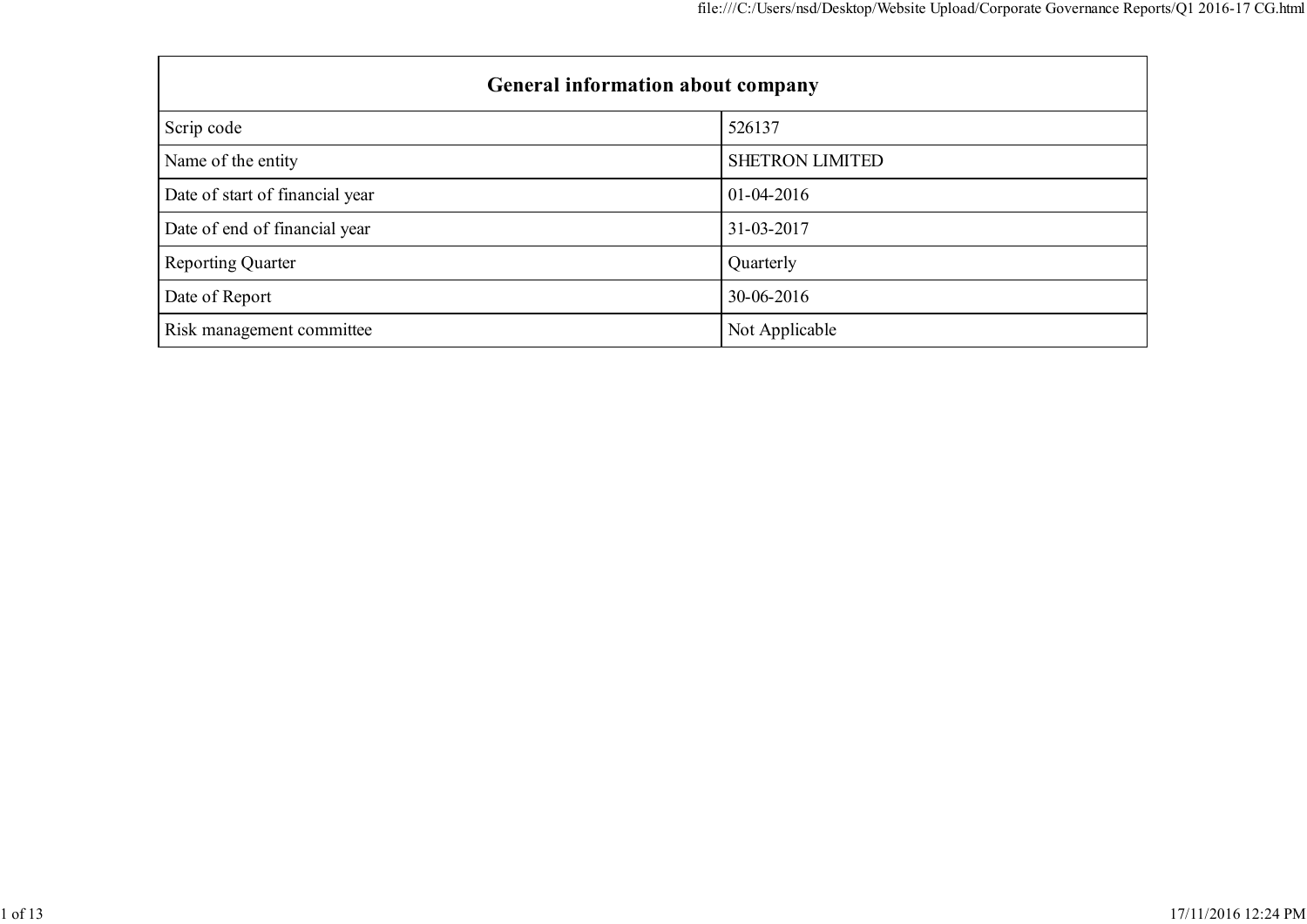| General information about company | |
|---|---|
| Scrip code | 526137 |
| Name of the entity | SHETRON LIMITED |
| Date of start of financial year | 01-04-2016 |
| Date of end of financial year | 31-03-2017 |
| Reporting Quarter | Quarterly |
| Date of Report | 30-06-2016 |
| Risk management committee | Not Applicable |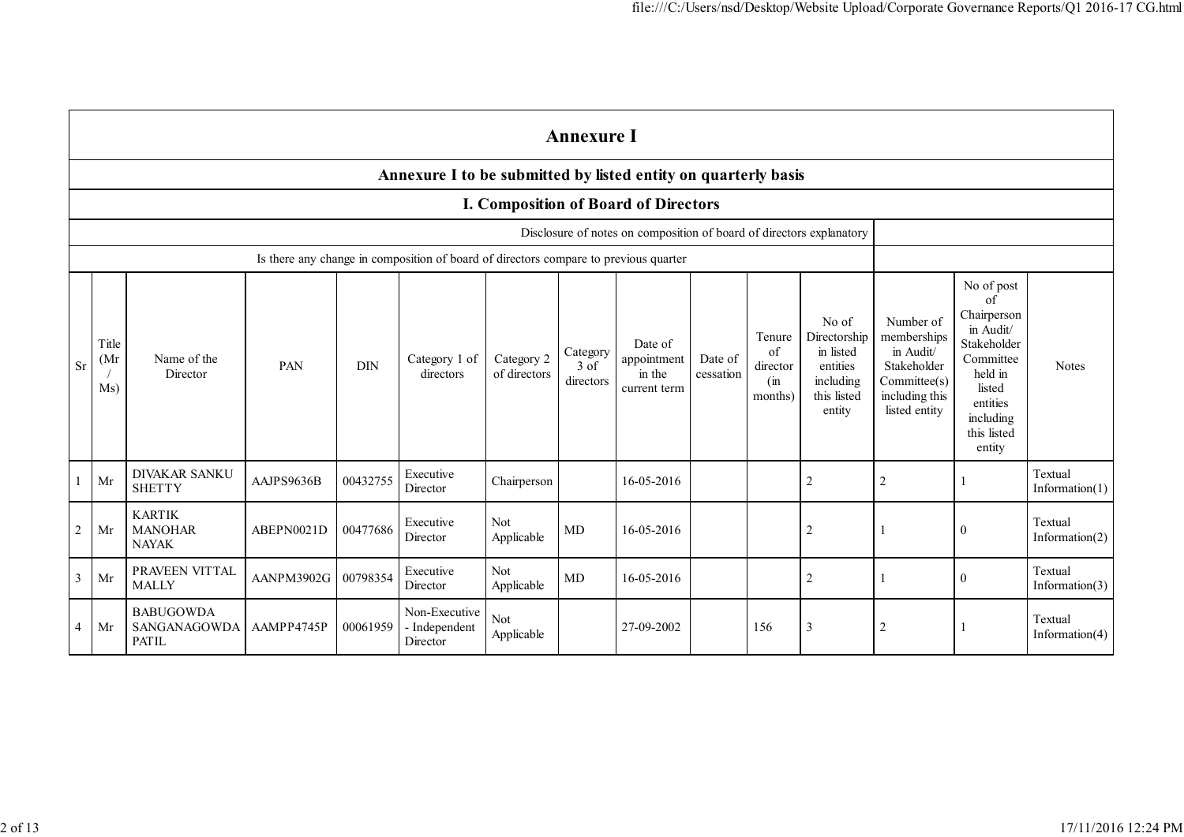# Annexure I

## Annexure I to be submitted by listed entity on quarterly basis

### I. Composition of Board of Directors

| Disclosure of notes on composition of board of directors explanatory | |
|---|---|
| Is there any change in composition of board of directors compare to previous quarter | |

| Sr | Title (Mr / Ms) | Name of the Director | PAN | DIN | Category 1 of directors | Category 2 of directors | Category 3 of directors | Date of appointment in the current term | Date of cessation | Tenure of director (in months) | No of Directorship in listed entities including this listed entity | Number of memberships in Audit/ Stakeholder Committee(s) including this listed entity | No of post of Chairperson in Audit/ Stakeholder Committee held in listed entities including this listed entity | Notes |
|---|---|---|---|---|---|---|---|---|---|---|---|---|---|---|
| 1 | Mr | DIVAKAR SANKU SHETTY | AAJPS9636B | 00432755 | Executive Director | Chairperson | | 16-05-2016 | | | 2 | 2 | 1 | Textual Information(1) |
| 2 | Mr | KARTIK MANOHAR NAYAK | ABEPN0021D | 00477686 | Executive Director | Not Applicable | MD | 16-05-2016 | | | 2 | 1 | 0 | Textual Information(2) |
| 3 | Mr | PRAVEEN VITTAL MALLY | AANPM3902G | 00798354 | Executive Director | Not Applicable | MD | 16-05-2016 | | | 2 | 1 | 0 | Textual Information(3) |
| 4 | Mr | BABUGOWDA SANGANAGOWDA PATIL | AAMPP4745P | 00061959 | Non-Executive - Independent Director | Not Applicable | | 27-09-2002 | | 156 | 3 | 2 | 1 | Textual Information(4) |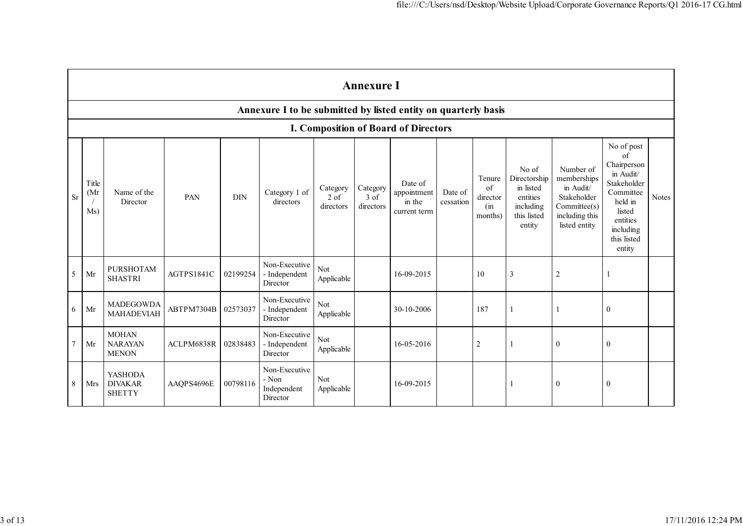# Annexure I

## Annexure I to be submitted by listed entity on quarterly basis

### I. Composition of Board of Directors

| Sr | Title (Mr / Ms) | Name of the Director | PAN | DIN | Category 1 of directors | Category 2 of directors | Category 3 of directors | Date of appointment in the current term | Date of cessation | Tenure of director (in months) | No of Directorship in listed entities including this listed entity | Number of memberships in Audit/ Stakeholder Committee(s) including this listed entity | No of post of Chairperson in Audit/ Stakeholder Committee held in listed entities including this listed entity | Notes |
|---|---|---|---|---|---|---|---|---|---|---|---|---|---|---|
| 5 | Mr | PURSHOTAM SHASTRI | AGTPS1841C | 02199254 | Non-Executive - Independent Director | Not Applicable | | 16-09-2015 | | 10 | 3 | 2 | 1 | |
| 6 | Mr | MADEGOWDA MAHADEVIAH | ABTPM7304B | 02573037 | Non-Executive - Independent Director | Not Applicable | | 30-10-2006 | | 187 | 1 | 1 | 0 | |
| 7 | Mr | MOHAN NARAYAN MENON | ACLPM6838R | 02838483 | Non-Executive - Independent Director | Not Applicable | | 16-05-2016 | | 2 | 1 | 0 | 0 | |
| 8 | Mrs | YASHODA DIVAKAR SHETTY | AAQPS4696E | 00798116 | Non-Executive - Non Independent Director | Not Applicable | | 16-09-2015 | | | 1 | 0 | 0 | |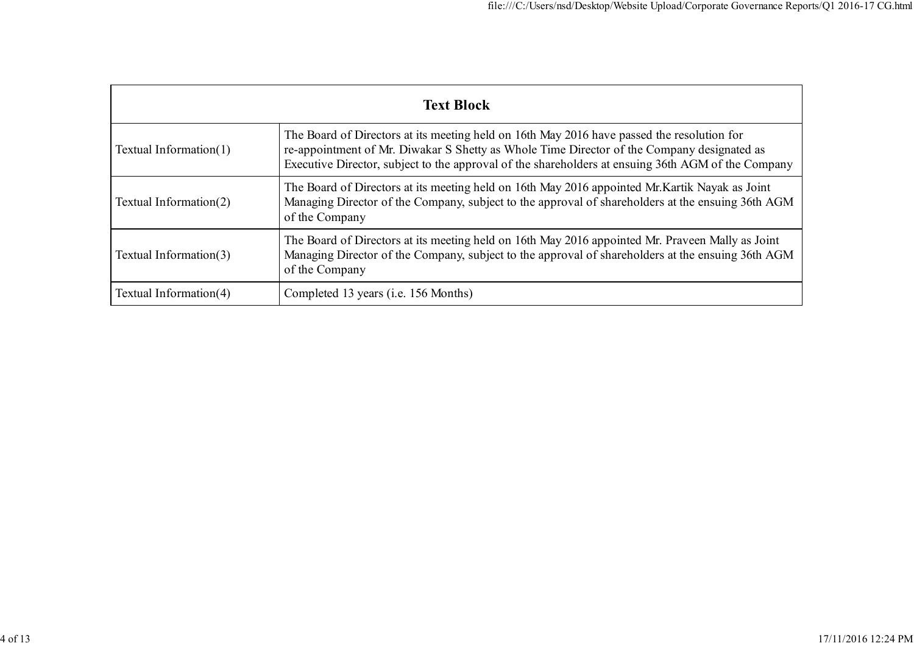| Text Block | |
|---|---|
| Textual Information(1) | The Board of Directors at its meeting held on 16th May 2016 have passed the resolution for re-appointment of Mr. Diwakar S Shetty as Whole Time Director of the Company designated as Executive Director, subject to the approval of the shareholders at ensuing 36th AGM of the Company |
| Textual Information(2) | The Board of Directors at its meeting held on 16th May 2016 appointed Mr.Kartik Nayak as Joint Managing Director of the Company, subject to the approval of shareholders at the ensuing 36th AGM of the Company |
| Textual Information(3) | The Board of Directors at its meeting held on 16th May 2016 appointed Mr. Praveen Mally as Joint Managing Director of the Company, subject to the approval of shareholders at the ensuing 36th AGM of the Company |
| Textual Information(4) | Completed 13 years (i.e. 156 Months) |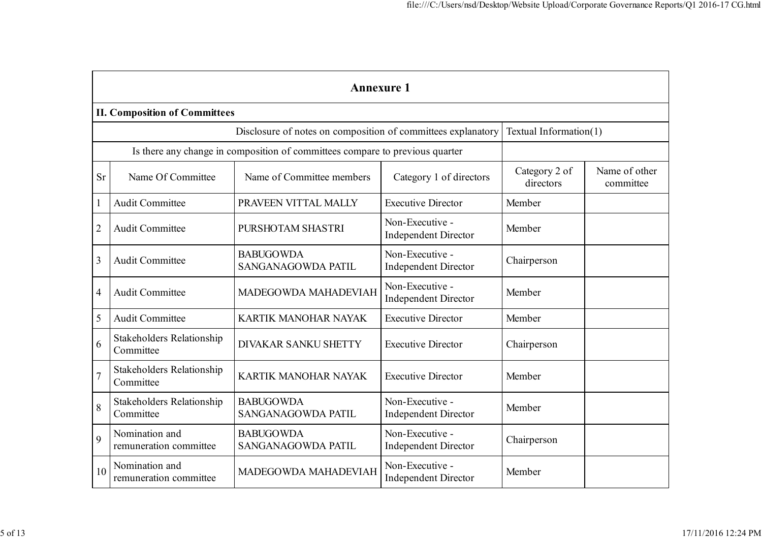## Annexure 1

### II. Composition of Committees

| Disclosure of notes on composition of committees explanatory | Textual Information(1) |
|---|---|
| Is there any change in composition of committees compare to previous quarter | |

| Sr | Name Of Committee | Name of Committee members | Category 1 of directors | Category 2 of directors | Name of other committee |
|---|---|---|---|---|---|
| 1 | Audit Committee | PRAVEEN VITTAL MALLY | Executive Director | Member | |
| 2 | Audit Committee | PURSHOTAM SHASTRI | Non-Executive - Independent Director | Member | |
| 3 | Audit Committee | BABUGOWDA SANGANAGOWDA PATIL | Non-Executive - Independent Director | Chairperson | |
| 4 | Audit Committee | MADEGOWDA MAHADEVIAH | Non-Executive - Independent Director | Member | |
| 5 | Audit Committee | KARTIK MANOHAR NAYAK | Executive Director | Member | |
| 6 | Stakeholders Relationship Committee | DIVAKAR SANKU SHETTY | Executive Director | Chairperson | |
| 7 | Stakeholders Relationship Committee | KARTIK MANOHAR NAYAK | Executive Director | Member | |
| 8 | Stakeholders Relationship Committee | BABUGOWDA SANGANAGOWDA PATIL | Non-Executive - Independent Director | Member | |
| 9 | Nomination and remuneration committee | BABUGOWDA SANGANAGOWDA PATIL | Non-Executive - Independent Director | Chairperson | |
| 10 | Nomination and remuneration committee | MADEGOWDA MAHADEVIAH | Non-Executive - Independent Director | Member | |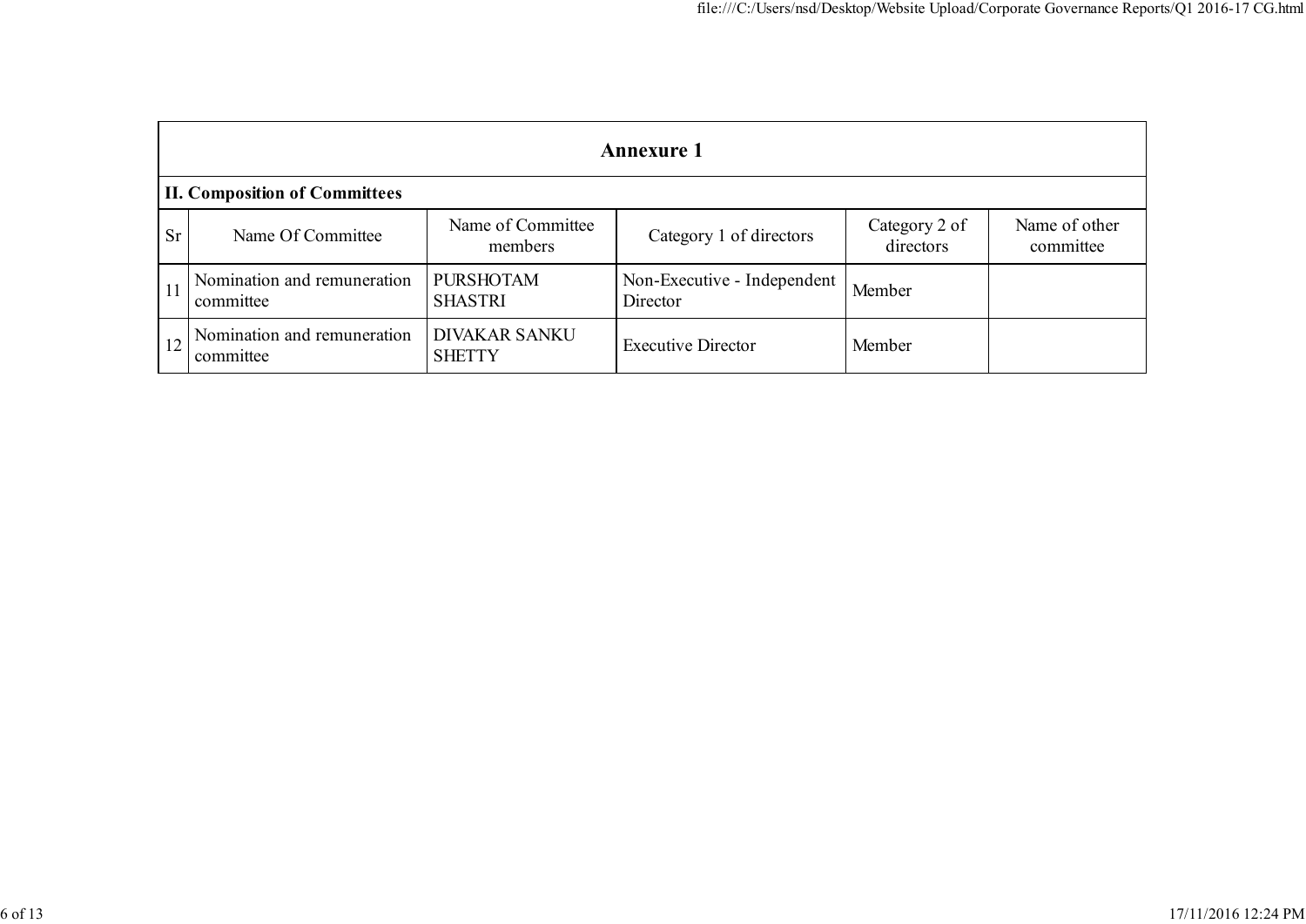| Annexure 1 | | | | | |
|---|---|---|---|---|---|
| **II. Composition of Committees** | | | | | |
| Sr | Name Of Committee | Name of Committee members | Category 1 of directors | Category 2 of directors | Name of other committee |
| 11 | Nomination and remuneration committee | PURSHOTAM SHASTRI | Non-Executive - Independent Director | Member | |
| 12 | Nomination and remuneration committee | DIVAKAR SANKU SHETTY | Executive Director | Member | |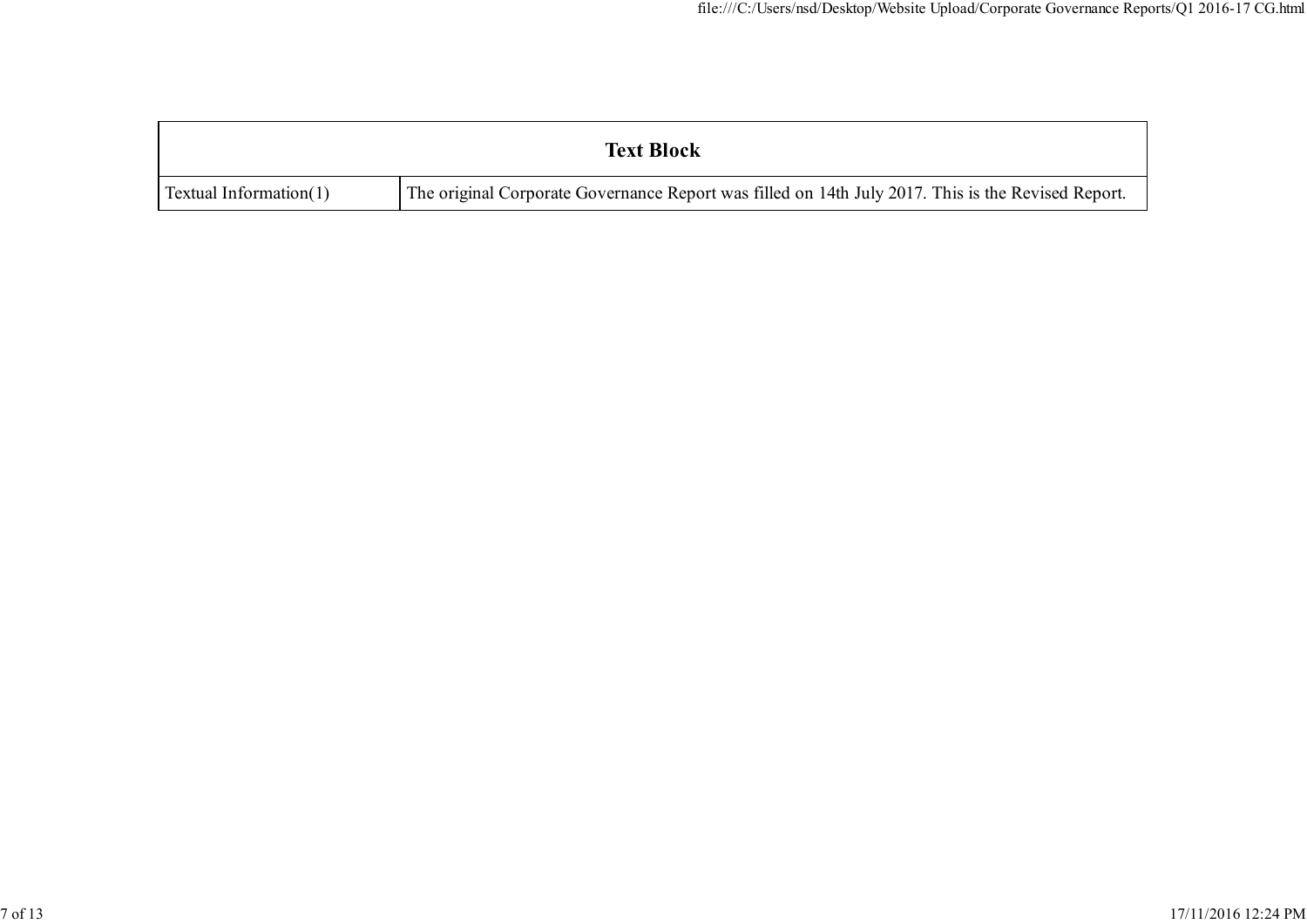| Text Block | |
|---|---|
| Textual Information(1) | The original Corporate Governance Report was filled on 14th July 2017. This is the Revised Report. |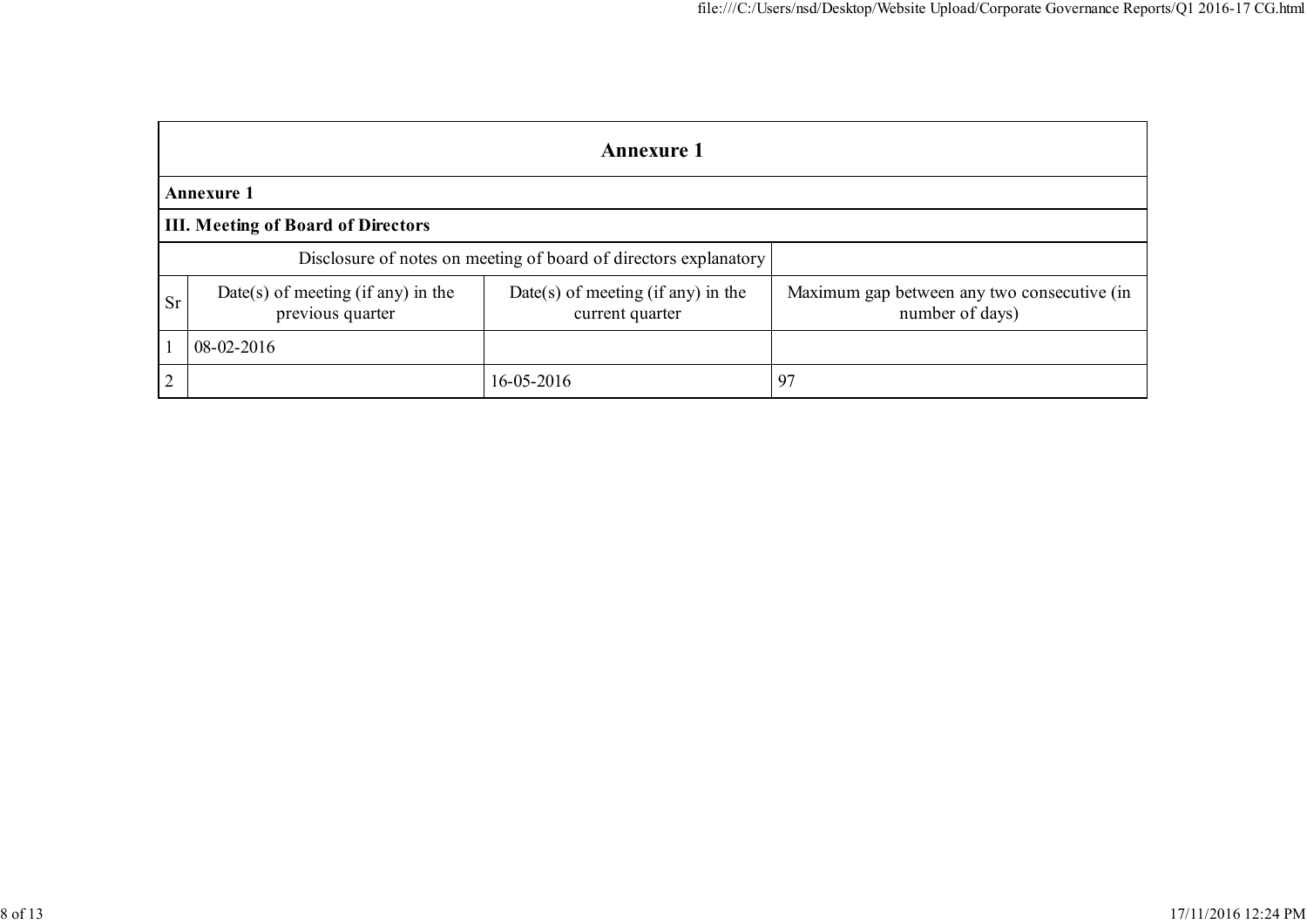| Annexure 1 | | | |
|---|---|---|---|
| **Annexure 1** | | | |
| **III. Meeting of Board of Directors** | | | |
| Disclosure of notes on meeting of board of directors explanatory | | | |
| Sr | Date(s) of meeting (if any) in the previous quarter | Date(s) of meeting (if any) in the current quarter | Maximum gap between any two consecutive (in number of days) |
| 1 | 08-02-2016 | | |
| 2 | | 16-05-2016 | 97 |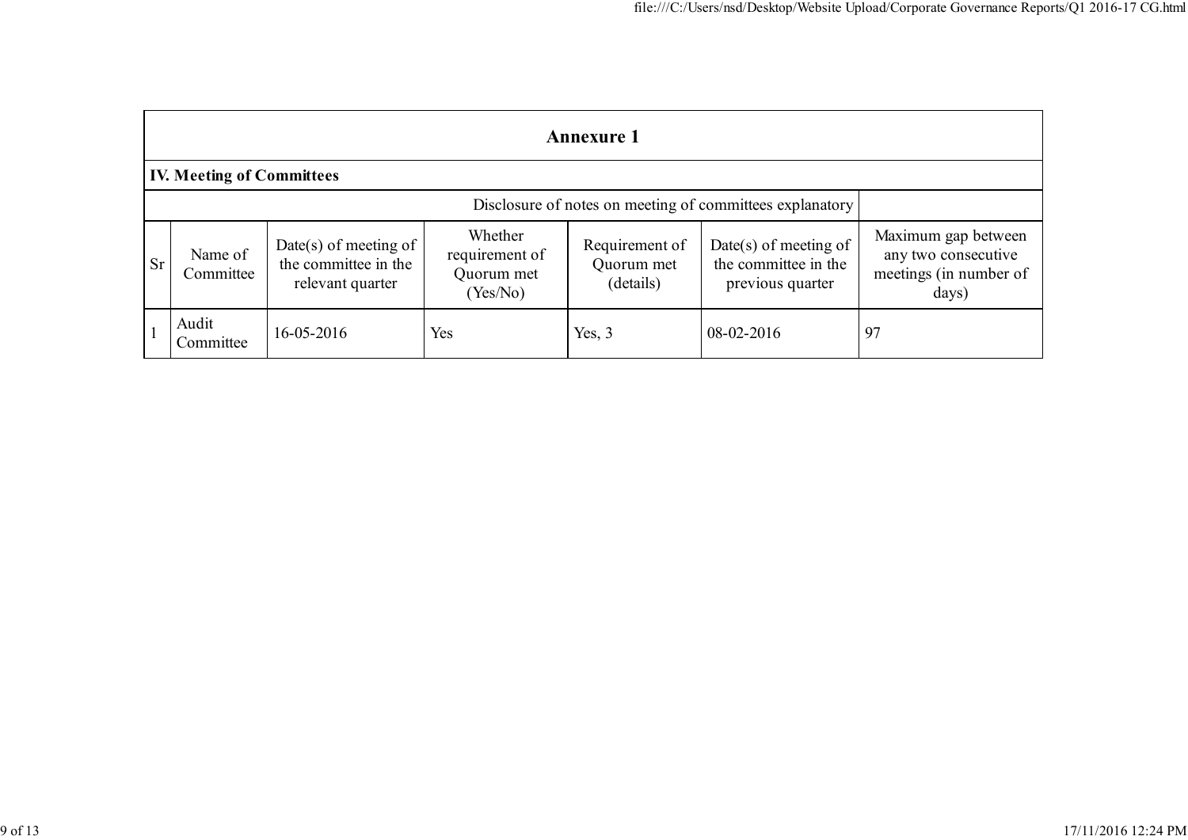## Annexure 1

### IV. Meeting of Committees

| Disclosure of notes on meeting of committees explanatory | | | | | | |
|---|---|---|---|---|---|---|
| **Sr** | **Name of Committee** | **Date(s) of meeting of the committee in the relevant quarter** | **Whether requirement of Quorum met (Yes/No)** | **Requirement of Quorum met (details)** | **Date(s) of meeting of the committee in the previous quarter** | **Maximum gap between any two consecutive meetings (in number of days)** |
| 1 | Audit Committee | 16-05-2016 | Yes | Yes, 3 | 08-02-2016 | 97 |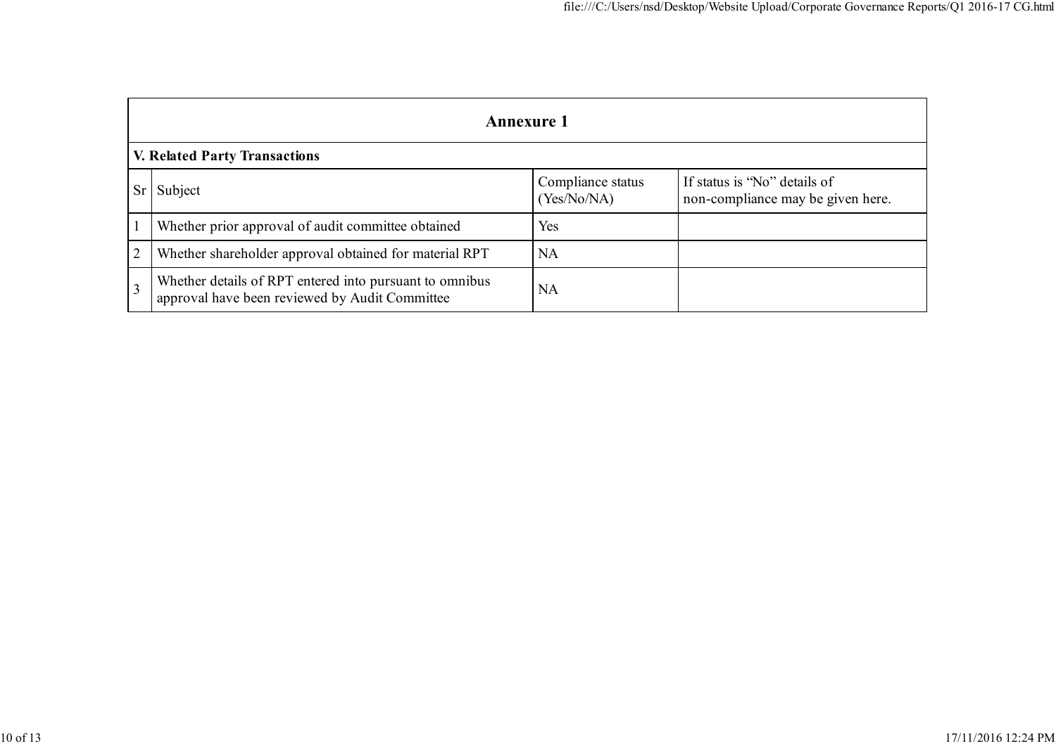## Annexure 1

### V. Related Party Transactions

| Sr | Subject | Compliance status (Yes/No/NA) | If status is "No" details of non-compliance may be given here. |
|---|---|---|---|
| 1 | Whether prior approval of audit committee obtained | Yes | |
| 2 | Whether shareholder approval obtained for material RPT | NA | |
| 3 | Whether details of RPT entered into pursuant to omnibus approval have been reviewed by Audit Committee | NA | |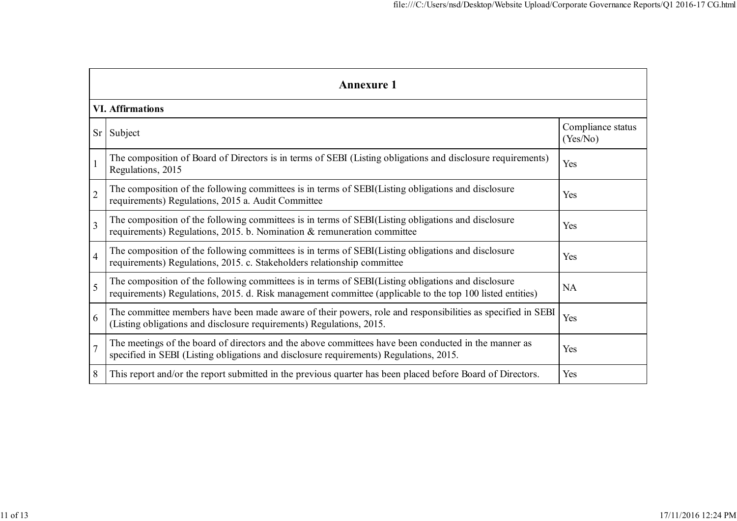## Annexure 1

### VI. Affirmations

| Sr | Subject | Compliance status (Yes/No) |
|---|---|---|
| 1 | The composition of Board of Directors is in terms of SEBI (Listing obligations and disclosure requirements) Regulations, 2015 | Yes |
| 2 | The composition of the following committees is in terms of SEBI(Listing obligations and disclosure requirements) Regulations, 2015 a. Audit Committee | Yes |
| 3 | The composition of the following committees is in terms of SEBI(Listing obligations and disclosure requirements) Regulations, 2015. b. Nomination & remuneration committee | Yes |
| 4 | The composition of the following committees is in terms of SEBI(Listing obligations and disclosure requirements) Regulations, 2015. c. Stakeholders relationship committee | Yes |
| 5 | The composition of the following committees is in terms of SEBI(Listing obligations and disclosure requirements) Regulations, 2015. d. Risk management committee (applicable to the top 100 listed entities) | NA |
| 6 | The committee members have been made aware of their powers, role and responsibilities as specified in SEBI (Listing obligations and disclosure requirements) Regulations, 2015. | Yes |
| 7 | The meetings of the board of directors and the above committees have been conducted in the manner as specified in SEBI (Listing obligations and disclosure requirements) Regulations, 2015. | Yes |
| 8 | This report and/or the report submitted in the previous quarter has been placed before Board of Directors. | Yes |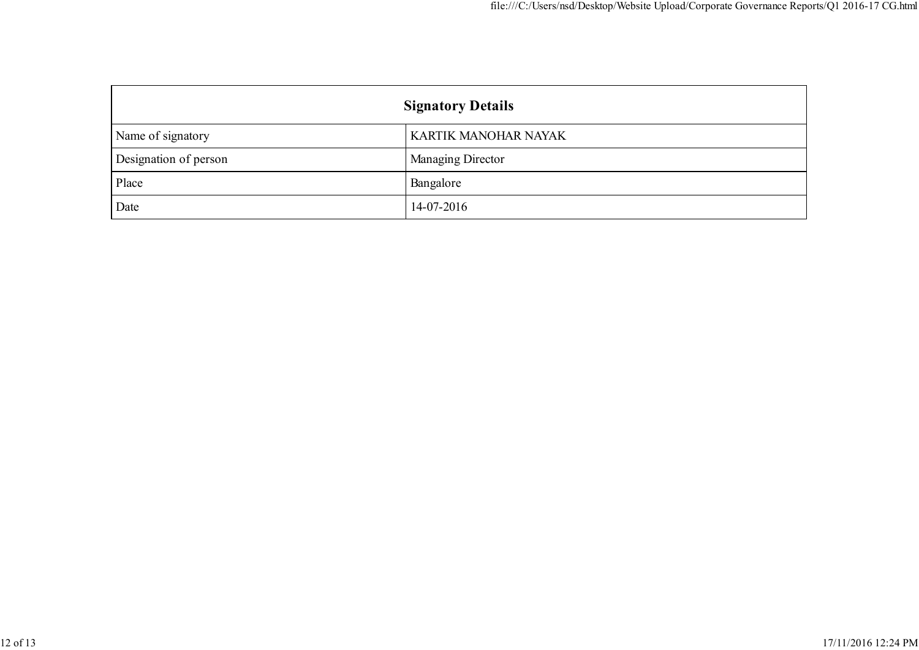| Signatory Details | |
| --- | --- |
| Name of signatory | KARTIK MANOHAR NAYAK |
| Designation of person | Managing Director |
| Place | Bangalore |
| Date | 14-07-2016 |